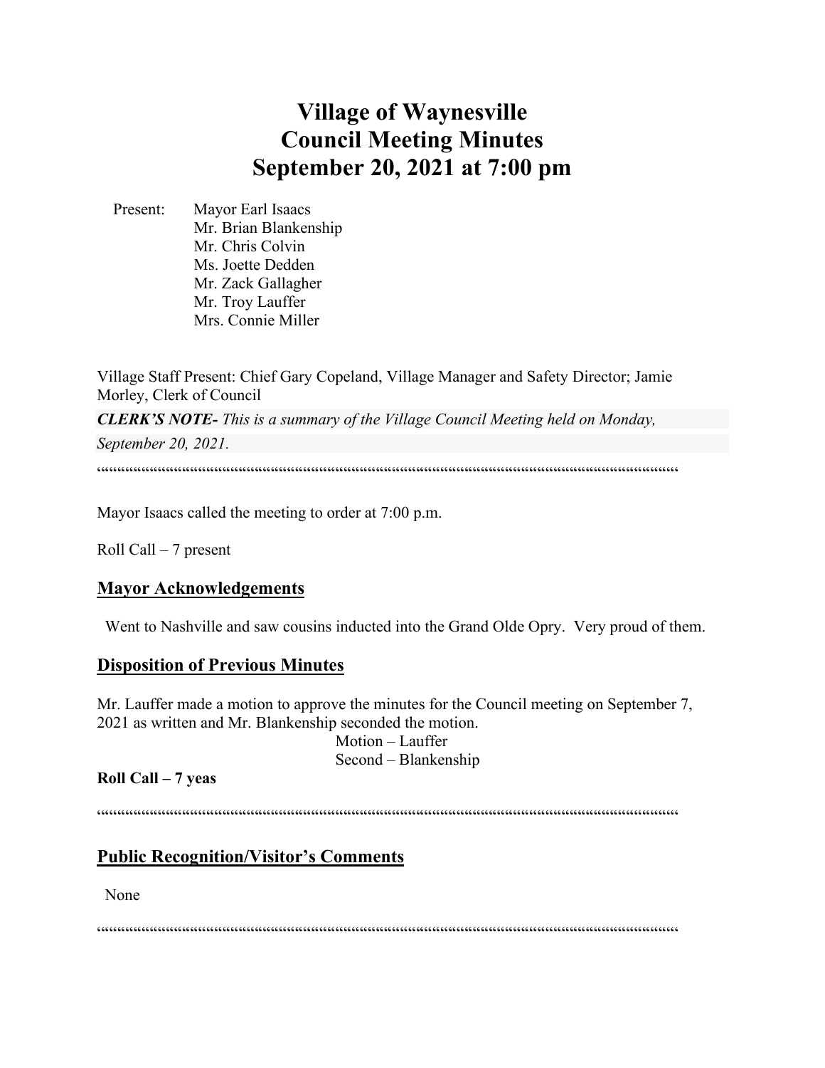# Village of Waynesville
# Council Meeting Minutes
# September 20, 2021 at 7:00 pm

Present: Mayor Earl Isaacs
Mr. Brian Blankenship
Mr. Chris Colvin
Ms. Joette Dedden
Mr. Zack Gallagher
Mr. Troy Lauffer
Mrs. Connie Miller

Village Staff Present: Chief Gary Copeland, Village Manager and Safety Director; Jamie Morley, Clerk of Council

***CLERK'S NOTE-*** *This is a summary of the Village Council Meeting held on Monday, September 20, 2021.*

""""""""""""""""""""""""""""""""""""""""""""""""""""""""""""""""""""""""""""""""""""""""""""""""""""""""""""""""""""""""""""""""""""""""""""""

Mayor Isaacs called the meeting to order at 7:00 p.m.

Roll Call – 7 present

## Mayor Acknowledgements

Went to Nashville and saw cousins inducted into the Grand Olde Opry. Very proud of them.

## Disposition of Previous Minutes

Mr. Lauffer made a motion to approve the minutes for the Council meeting on September 7, 2021 as written and Mr. Blankenship seconded the motion.

Motion – Lauffer
Second – Blankenship

**Roll Call – 7 yeas**

""""""""""""""""""""""""""""""""""""""""""""""""""""""""""""""""""""""""""""""""""""""""""""""""""""""""""""""""""""""""""""""""""""""""""""""

## Public Recognition/Visitor's Comments

None

""""""""""""""""""""""""""""""""""""""""""""""""""""""""""""""""""""""""""""""""""""""""""""""""""""""""""""""""""""""""""""""""""""""""""""""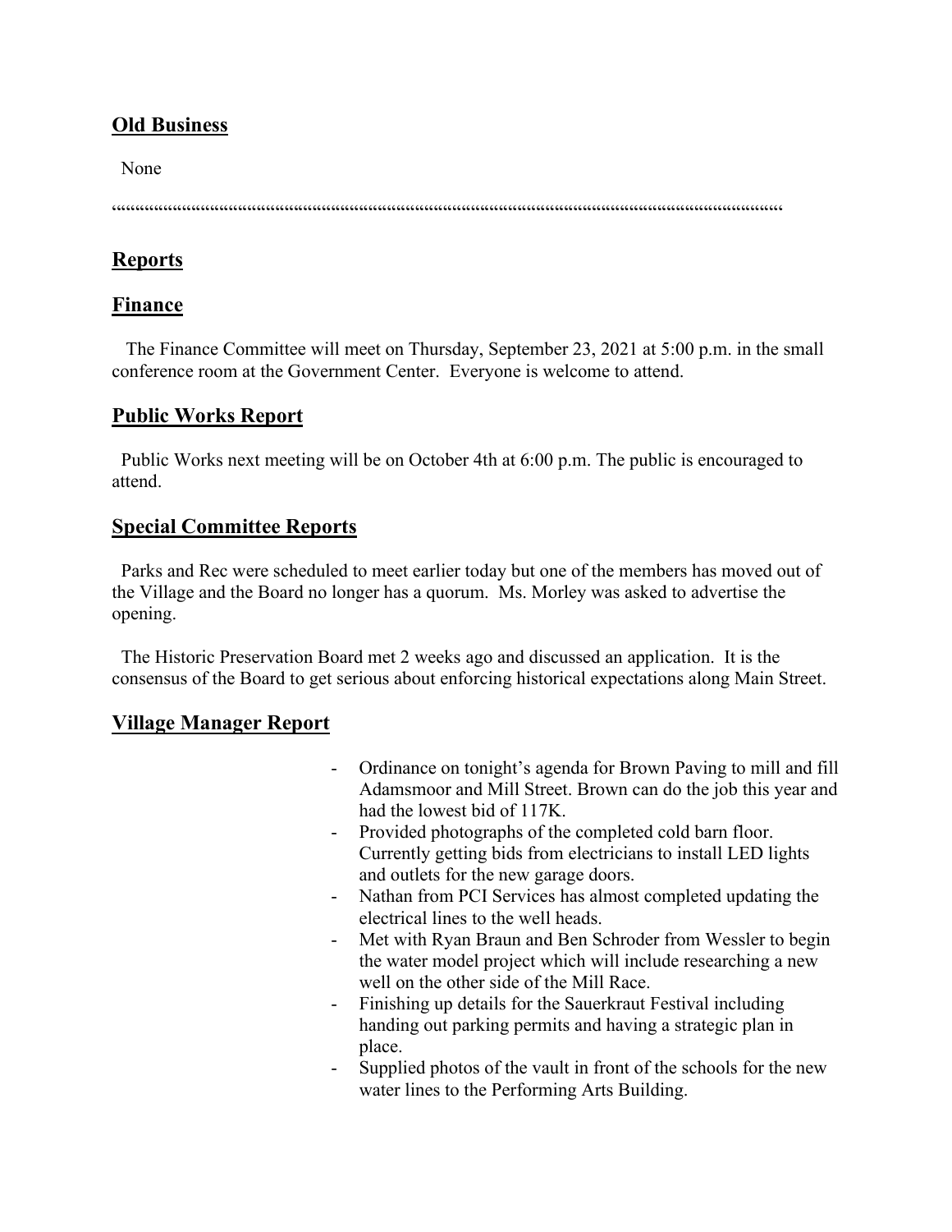## Old Business

None

““““““““““““““““““““““““““““““““““““““““““““““““““““““““““““““““““““

## Reports

## Finance

The Finance Committee will meet on Thursday, September 23, 2021 at 5:00 p.m. in the small conference room at the Government Center. Everyone is welcome to attend.

## Public Works Report

Public Works next meeting will be on October 4th at 6:00 p.m. The public is encouraged to attend.

## Special Committee Reports

Parks and Rec were scheduled to meet earlier today but one of the members has moved out of the Village and the Board no longer has a quorum. Ms. Morley was asked to advertise the opening.

The Historic Preservation Board met 2 weeks ago and discussed an application. It is the consensus of the Board to get serious about enforcing historical expectations along Main Street.

## Village Manager Report

- Ordinance on tonight's agenda for Brown Paving to mill and fill Adamsmoor and Mill Street. Brown can do the job this year and had the lowest bid of 117K.
- Provided photographs of the completed cold barn floor. Currently getting bids from electricians to install LED lights and outlets for the new garage doors.
- Nathan from PCI Services has almost completed updating the electrical lines to the well heads.
- Met with Ryan Braun and Ben Schroder from Wessler to begin the water model project which will include researching a new well on the other side of the Mill Race.
- Finishing up details for the Sauerkraut Festival including handing out parking permits and having a strategic plan in place.
- Supplied photos of the vault in front of the schools for the new water lines to the Performing Arts Building.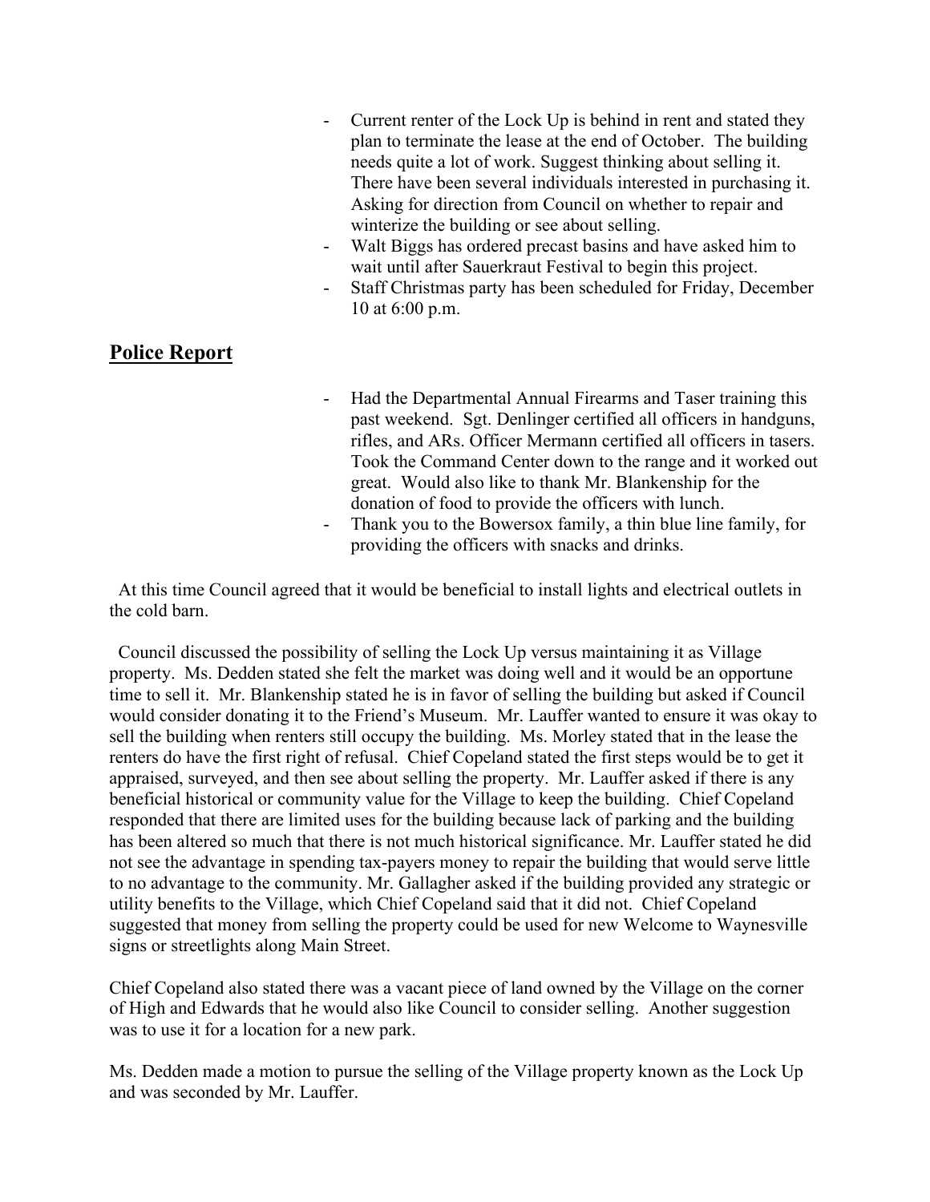- Current renter of the Lock Up is behind in rent and stated they plan to terminate the lease at the end of October. The building needs quite a lot of work. Suggest thinking about selling it. There have been several individuals interested in purchasing it. Asking for direction from Council on whether to repair and winterize the building or see about selling.
- Walt Biggs has ordered precast basins and have asked him to wait until after Sauerkraut Festival to begin this project.
- Staff Christmas party has been scheduled for Friday, December 10 at 6:00 p.m.

## Police Report

- Had the Departmental Annual Firearms and Taser training this past weekend. Sgt. Denlinger certified all officers in handguns, rifles, and ARs. Officer Mermann certified all officers in tasers. Took the Command Center down to the range and it worked out great. Would also like to thank Mr. Blankenship for the donation of food to provide the officers with lunch.
- Thank you to the Bowersox family, a thin blue line family, for providing the officers with snacks and drinks.

At this time Council agreed that it would be beneficial to install lights and electrical outlets in the cold barn.

Council discussed the possibility of selling the Lock Up versus maintaining it as Village property. Ms. Dedden stated she felt the market was doing well and it would be an opportune time to sell it. Mr. Blankenship stated he is in favor of selling the building but asked if Council would consider donating it to the Friend's Museum. Mr. Lauffer wanted to ensure it was okay to sell the building when renters still occupy the building. Ms. Morley stated that in the lease the renters do have the first right of refusal. Chief Copeland stated the first steps would be to get it appraised, surveyed, and then see about selling the property. Mr. Lauffer asked if there is any beneficial historical or community value for the Village to keep the building. Chief Copeland responded that there are limited uses for the building because lack of parking and the building has been altered so much that there is not much historical significance. Mr. Lauffer stated he did not see the advantage in spending tax-payers money to repair the building that would serve little to no advantage to the community. Mr. Gallagher asked if the building provided any strategic or utility benefits to the Village, which Chief Copeland said that it did not. Chief Copeland suggested that money from selling the property could be used for new Welcome to Waynesville signs or streetlights along Main Street.

Chief Copeland also stated there was a vacant piece of land owned by the Village on the corner of High and Edwards that he would also like Council to consider selling. Another suggestion was to use it for a location for a new park.

Ms. Dedden made a motion to pursue the selling of the Village property known as the Lock Up and was seconded by Mr. Lauffer.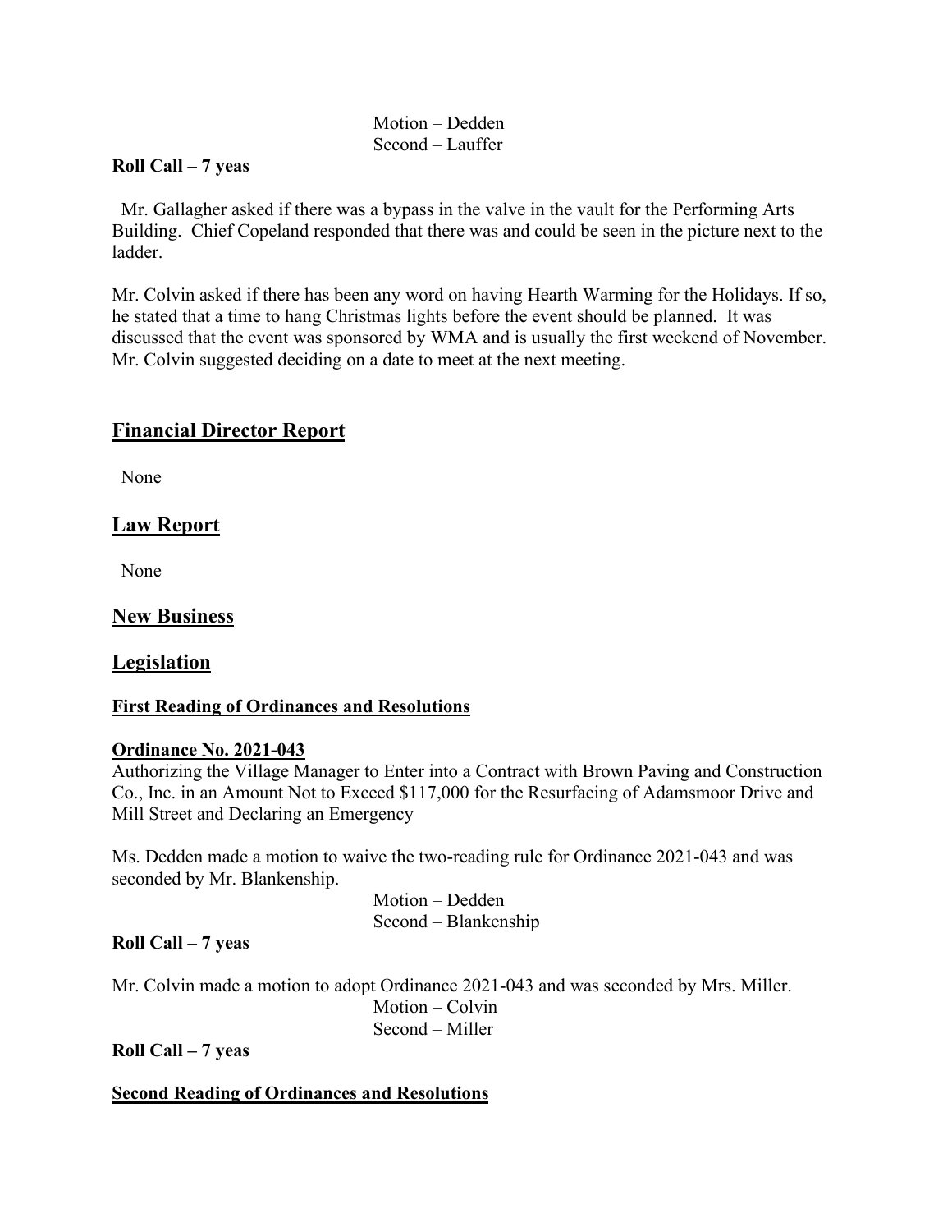Motion – Dedden
Second – Lauffer

**Roll Call – 7 yeas**

Mr. Gallagher asked if there was a bypass in the valve in the vault for the Performing Arts Building. Chief Copeland responded that there was and could be seen in the picture next to the ladder.

Mr. Colvin asked if there has been any word on having Hearth Warming for the Holidays. If so, he stated that a time to hang Christmas lights before the event should be planned. It was discussed that the event was sponsored by WMA and is usually the first weekend of November. Mr. Colvin suggested deciding on a date to meet at the next meeting.

## Financial Director Report

None

## Law Report

None

## New Business

## Legislation

### First Reading of Ordinances and Resolutions

**Ordinance No. 2021-043**

Authorizing the Village Manager to Enter into a Contract with Brown Paving and Construction Co., Inc. in an Amount Not to Exceed $117,000 for the Resurfacing of Adamsmoor Drive and Mill Street and Declaring an Emergency

Ms. Dedden made a motion to waive the two-reading rule for Ordinance 2021-043 and was seconded by Mr. Blankenship.

Motion – Dedden
Second – Blankenship

**Roll Call – 7 yeas**

Mr. Colvin made a motion to adopt Ordinance 2021-043 and was seconded by Mrs. Miller.

Motion – Colvin
Second – Miller

**Roll Call – 7 yeas**

### Second Reading of Ordinances and Resolutions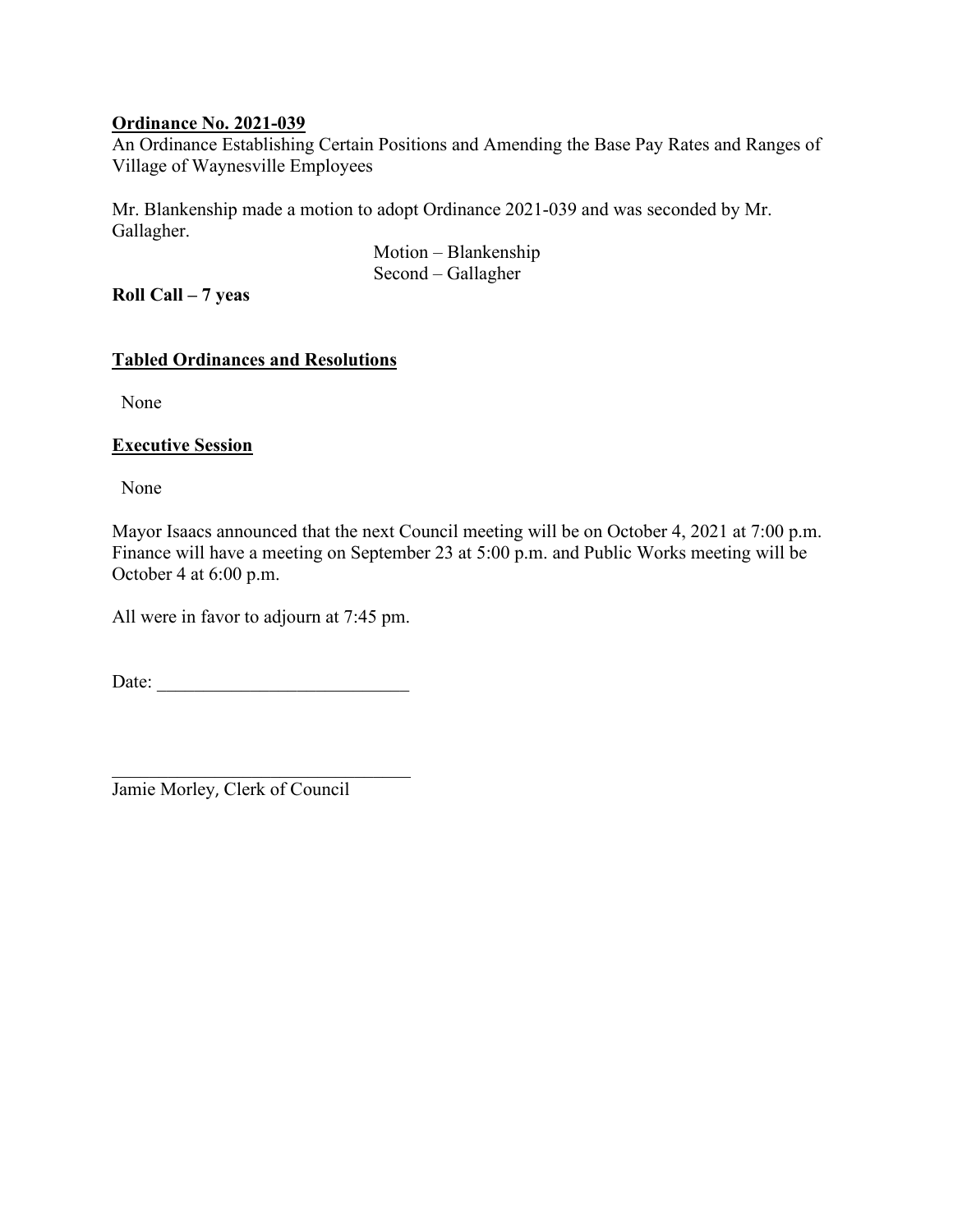**Ordinance No. 2021-039**

An Ordinance Establishing Certain Positions and Amending the Base Pay Rates and Ranges of Village of Waynesville Employees

Mr. Blankenship made a motion to adopt Ordinance 2021-039 and was seconded by Mr. Gallagher.

Motion – Blankenship
Second – Gallagher

**Roll Call – 7 yeas**

**Tabled Ordinances and Resolutions**

None

**Executive Session**

None

Mayor Isaacs announced that the next Council meeting will be on October 4, 2021 at 7:00 p.m. Finance will have a meeting on September 23 at 5:00 p.m. and Public Works meeting will be October 4 at 6:00 p.m.

All were in favor to adjourn at 7:45 pm.

Date: ___________________________

_________________________________
Jamie Morley, Clerk of Council